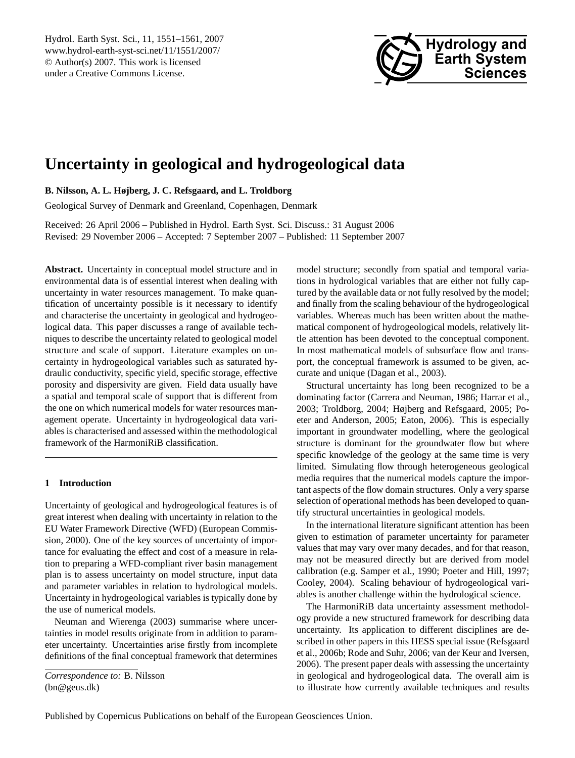# Uncertainty in geological and hydrogeological data

**B. Nilsson, A. L. Højberg, J. C. Refsgaard, and L. Troldborg**

Geological Survey of Denmark and Greenland, Copenhagen, Denmark

Received: 26 April 2006 – Published in Hydrol. Earth Syst. Sci. Discuss.: 31 August 2006
Revised: 29 November 2006 – Accepted: 7 September 2007 – Published: 11 September 2007

**Abstract.** Uncertainty in conceptual model structure and in environmental data is of essential interest when dealing with uncertainty in water resources management. To make quantification of uncertainty possible is it necessary to identify and characterise the uncertainty in geological and hydrogeological data. This paper discusses a range of available techniques to describe the uncertainty related to geological model structure and scale of support. Literature examples on uncertainty in hydrogeological variables such as saturated hydraulic conductivity, specific yield, specific storage, effective porosity and dispersivity are given. Field data usually have a spatial and temporal scale of support that is different from the one on which numerical models for water resources management operate. Uncertainty in hydrogeological data variables is characterised and assessed within the methodological framework of the HarmoniRiB classification.

## 1 Introduction

Uncertainty of geological and hydrogeological features is of great interest when dealing with uncertainty in relation to the EU Water Framework Directive (WFD) (European Commission, 2000). One of the key sources of uncertainty of importance for evaluating the effect and cost of a measure in relation to preparing a WFD-compliant river basin management plan is to assess uncertainty on model structure, input data and parameter variables in relation to hydrological models. Uncertainty in hydrogeological variables is typically done by the use of numerical models.

Neuman and Wierenga (2003) summarise where uncertainties in model results originate from in addition to parameter uncertainty. Uncertainties arise firstly from incomplete definitions of the final conceptual framework that determines model structure; secondly from spatial and temporal variations in hydrological variables that are either not fully captured by the available data or not fully resolved by the model; and finally from the scaling behaviour of the hydrogeological variables. Whereas much has been written about the mathematical component of hydrogeological models, relatively little attention has been devoted to the conceptual component. In most mathematical models of subsurface flow and transport, the conceptual framework is assumed to be given, accurate and unique (Dagan et al., 2003).

Structural uncertainty has long been recognized to be a dominating factor (Carrera and Neuman, 1986; Harrar et al., 2003; Troldborg, 2004; Højberg and Refsgaard, 2005; Poeter and Anderson, 2005; Eaton, 2006). This is especially important in groundwater modelling, where the geological structure is dominant for the groundwater flow but where specific knowledge of the geology at the same time is very limited. Simulating flow through heterogeneous geological media requires that the numerical models capture the important aspects of the flow domain structures. Only a very sparse selection of operational methods has been developed to quantify structural uncertainties in geological models.

In the international literature significant attention has been given to estimation of parameter uncertainty for parameter values that may vary over many decades, and for that reason, may not be measured directly but are derived from model calibration (e.g. Samper et al., 1990; Poeter and Hill, 1997; Cooley, 2004). Scaling behaviour of hydrogeological variables is another challenge within the hydrological science.

The HarmoniRiB data uncertainty assessment methodology provide a new structured framework for describing data uncertainty. Its application to different disciplines are described in other papers in this HESS special issue (Refsgaard et al., 2006b; Rode and Suhr, 2006; van der Keur and Iversen, 2006). The present paper deals with assessing the uncertainty in geological and hydrogeological data. The overall aim is to illustrate how currently available techniques and results

*Correspondence to:* B. Nilsson
(bn@geus.dk)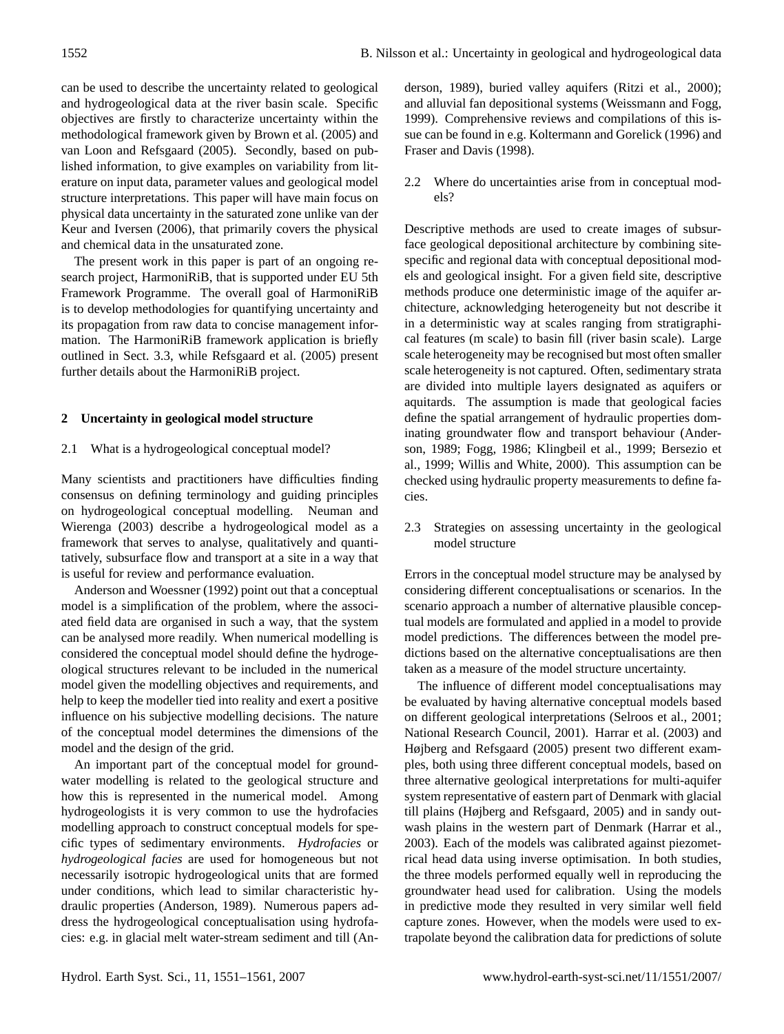can be used to describe the uncertainty related to geological and hydrogeological data at the river basin scale. Specific objectives are firstly to characterize uncertainty within the methodological framework given by Brown et al. (2005) and van Loon and Refsgaard (2005). Secondly, based on published information, to give examples on variability from literature on input data, parameter values and geological model structure interpretations. This paper will have main focus on physical data uncertainty in the saturated zone unlike van der Keur and Iversen (2006), that primarily covers the physical and chemical data in the unsaturated zone.

The present work in this paper is part of an ongoing research project, HarmoniRiB, that is supported under EU 5th Framework Programme. The overall goal of HarmoniRiB is to develop methodologies for quantifying uncertainty and its propagation from raw data to concise management information. The HarmoniRiB framework application is briefly outlined in Sect. 3.3, while Refsgaard et al. (2005) present further details about the HarmoniRiB project.

## 2 Uncertainty in geological model structure

### 2.1 What is a hydrogeological conceptual model?

Many scientists and practitioners have difficulties finding consensus on defining terminology and guiding principles on hydrogeological conceptual modelling. Neuman and Wierenga (2003) describe a hydrogeological model as a framework that serves to analyse, qualitatively and quantitatively, subsurface flow and transport at a site in a way that is useful for review and performance evaluation.

Anderson and Woessner (1992) point out that a conceptual model is a simplification of the problem, where the associated field data are organised in such a way, that the system can be analysed more readily. When numerical modelling is considered the conceptual model should define the hydrogeological structures relevant to be included in the numerical model given the modelling objectives and requirements, and help to keep the modeller tied into reality and exert a positive influence on his subjective modelling decisions. The nature of the conceptual model determines the dimensions of the model and the design of the grid.

An important part of the conceptual model for groundwater modelling is related to the geological structure and how this is represented in the numerical model. Among hydrogeologists it is very common to use the hydrofacies modelling approach to construct conceptual models for specific types of sedimentary environments. *Hydrofacies* or *hydrogeological facies* are used for homogeneous but not necessarily isotropic hydrogeological units that are formed under conditions, which lead to similar characteristic hydraulic properties (Anderson, 1989). Numerous papers address the hydrogeological conceptualisation using hydrofacies: e.g. in glacial melt water-stream sediment and till (Anderson, 1989), buried valley aquifers (Ritzi et al., 2000); and alluvial fan depositional systems (Weissmann and Fogg, 1999). Comprehensive reviews and compilations of this issue can be found in e.g. Koltermann and Gorelick (1996) and Fraser and Davis (1998).

### 2.2 Where do uncertainties arise from in conceptual models?

Descriptive methods are used to create images of subsurface geological depositional architecture by combining site-specific and regional data with conceptual depositional models and geological insight. For a given field site, descriptive methods produce one deterministic image of the aquifer architecture, acknowledging heterogeneity but not describe it in a deterministic way at scales ranging from stratigraphical features (m scale) to basin fill (river basin scale). Large scale heterogeneity may be recognised but most often smaller scale heterogeneity is not captured. Often, sedimentary strata are divided into multiple layers designated as aquifers or aquitards. The assumption is made that geological facies define the spatial arrangement of hydraulic properties dominating groundwater flow and transport behaviour (Anderson, 1989; Fogg, 1986; Klingbeil et al., 1999; Bersezio et al., 1999; Willis and White, 2000). This assumption can be checked using hydraulic property measurements to define facies.

### 2.3 Strategies on assessing uncertainty in the geological model structure

Errors in the conceptual model structure may be analysed by considering different conceptualisations or scenarios. In the scenario approach a number of alternative plausible conceptual models are formulated and applied in a model to provide model predictions. The differences between the model predictions based on the alternative conceptualisations are then taken as a measure of the model structure uncertainty.

The influence of different model conceptualisations may be evaluated by having alternative conceptual models based on different geological interpretations (Selroos et al., 2001; National Research Council, 2001). Harrar et al. (2003) and Højberg and Refsgaard (2005) present two different examples, both using three different conceptual models, based on three alternative geological interpretations for multi-aquifer system representative of eastern part of Denmark with glacial till plains (Højberg and Refsgaard, 2005) and in sandy outwash plains in the western part of Denmark (Harrar et al., 2003). Each of the models was calibrated against piezometrical head data using inverse optimisation. In both studies, the three models performed equally well in reproducing the groundwater head used for calibration. Using the models in predictive mode they resulted in very similar well field capture zones. However, when the models were used to extrapolate beyond the calibration data for predictions of solute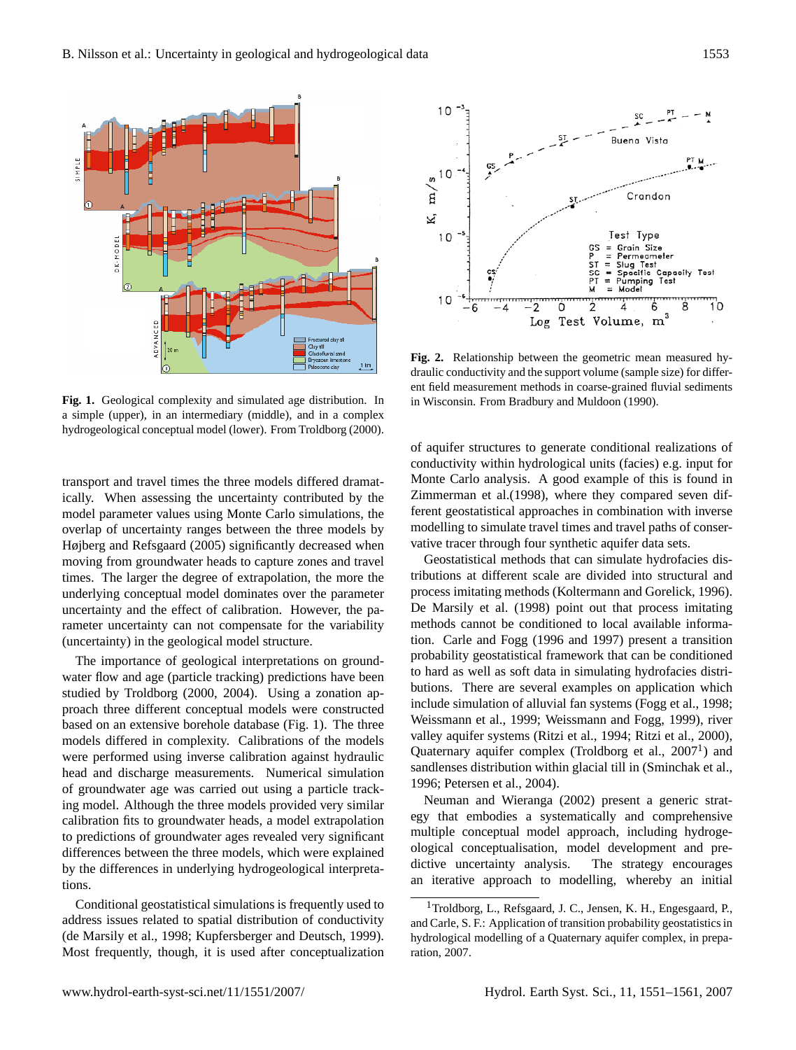**Fig. 1.** Geological complexity and simulated age distribution. In a simple (upper), in an intermediary (middle), and in a complex hydrogeological conceptual model (lower). From Troldborg (2000).

**Fig. 2.** Relationship between the geometric mean measured hydraulic conductivity and the support volume (sample size) for different field measurement methods in coarse-grained fluvial sediments in Wisconsin. From Bradbury and Muldoon (1990).

transport and travel times the three models differed dramatically. When assessing the uncertainty contributed by the model parameter values using Monte Carlo simulations, the overlap of uncertainty ranges between the three models by Højberg and Refsgaard (2005) significantly decreased when moving from groundwater heads to capture zones and travel times. The larger the degree of extrapolation, the more the underlying conceptual model dominates over the parameter uncertainty and the effect of calibration. However, the parameter uncertainty can not compensate for the variability (uncertainty) in the geological model structure.

The importance of geological interpretations on groundwater flow and age (particle tracking) predictions have been studied by Troldborg (2000, 2004). Using a zonation approach three different conceptual models were constructed based on an extensive borehole database (Fig. 1). The three models differed in complexity. Calibrations of the models were performed using inverse calibration against hydraulic head and discharge measurements. Numerical simulation of groundwater age was carried out using a particle tracking model. Although the three models provided very similar calibration fits to groundwater heads, a model extrapolation to predictions of groundwater ages revealed very significant differences between the three models, which were explained by the differences in underlying hydrogeological interpretations.

Conditional geostatistical simulations is frequently used to address issues related to spatial distribution of conductivity (de Marsily et al., 1998; Kupfersberger and Deutsch, 1999). Most frequently, though, it is used after conceptualization of aquifer structures to generate conditional realizations of conductivity within hydrological units (facies) e.g. input for Monte Carlo analysis. A good example of this is found in Zimmerman et al.(1998), where they compared seven different geostatistical approaches in combination with inverse modelling to simulate travel times and travel paths of conservative tracer through four synthetic aquifer data sets.

Geostatistical methods that can simulate hydrofacies distributions at different scale are divided into structural and process imitating methods (Koltermann and Gorelick, 1996). De Marsily et al. (1998) point out that process imitating methods cannot be conditioned to local available information. Carle and Fogg (1996 and 1997) present a transition probability geostatistical framework that can be conditioned to hard as well as soft data in simulating hydrofacies distributions. There are several examples on application which include simulation of alluvial fan systems (Fogg et al., 1998; Weissmann et al., 1999; Weissmann and Fogg, 1999), river valley aquifer systems (Ritzi et al., 1994; Ritzi et al., 2000), Quaternary aquifer complex (Troldborg et al., 2007[1]) and sandlenses distribution within glacial till in (Sminchak et al., 1996; Petersen et al., 2004).

Neuman and Wieranga (2002) present a generic strategy that embodies a systematically and comprehensive multiple conceptual model approach, including hydrogeological conceptualisation, model development and predictive uncertainty analysis. The strategy encourages an iterative approach to modelling, whereby an initial

[1]Troldborg, L., Refsgaard, J. C., Jensen, K. H., Engesgaard, P., and Carle, S. F.: Application of transition probability geostatistics in hydrological modelling of a Quaternary aquifer complex, in preparation, 2007.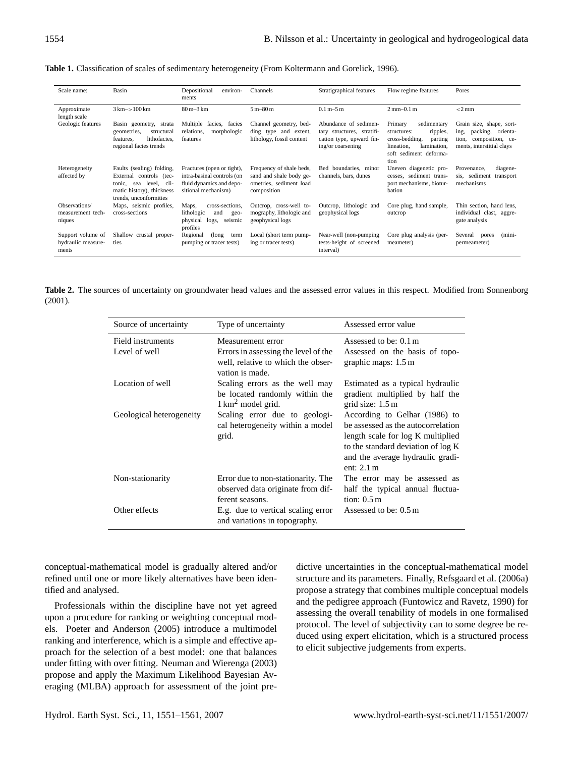**Table 1.** Classification of scales of sedimentary heterogeneity (From Koltermann and Gorelick, 1996).

| Scale name: | Basin | Depositional environments | Channels | Stratigraphical features | Flow regime features | Pores |
|---|---|---|---|---|---|---|
| Approximate length scale | 3 km–>100 km | 80 m–3 km | 5 m–80 m | 0.1 m–5 m | 2 mm–0.1 m | <2 mm |
| Geologic features | Basin geometry, strata geometries, structural features, lithofacies, regional facies trends | Multiple facies, facies relations, morphologic features | Channel geometry, bedding type and extent, lithology, fossil content | Abundance of sedimentary structures, stratification type, upward fining/or coarsening | Primary sedimentary structures: ripples, cross-bedding, parting lineation, lamination, soft sediment deformation | Grain size, shape, sorting, packing, orientation, composition, cements, interstitial clays |
| Heterogeneity affected by | Faults (sealing) folding, External controls (tectonic, sea level, climatic history), thickness trends, unconformities | Fractures (open or tight), intra-basinal controls (on fluid dynamics and depositional mechanism) | Frequency of shale beds, sand and shale body geometries, sediment load composition | Bed boundaries, minor channels, bars, dunes | Uneven diagenetic processes, sediment transport mechanisms, bioturbation | Provenance, diagenesis, sediment transport mechanisms |
| Observations/ measurement techniques | Maps, seismic profiles, cross-sections | Maps, cross-sections, lithologic and geophysical logs, seismic profiles | Outcrop, cross-well tomography, lithologic and geophysical logs | Outcrop, lithologic and geophysical logs | Core plug, hand sample, outcrop | Thin section, hand lens, individual clast, aggregate analysis |
| Support volume of hydraulic measurements | Shallow crustal properties | Regional (long term pumping or tracer tests) | Local (short term pumping or tracer tests) | Near-well (non-pumping tests-height of screened interval) | Core plug analysis (permeameter) | Several pores (mini-permeameter) |

**Table 2.** The sources of uncertainty on groundwater head values and the assessed error values in this respect. Modified from Sonnenborg (2001).

| Source of uncertainty | Type of uncertainty | Assessed error value |
|---|---|---|
| Field instruments | Measurement error | Assessed to be: 0.1 m |
| Level of well | Errors in assessing the level of the well, relative to which the observation is made. | Assessed on the basis of topographic maps: 1.5 m |
| Location of well | Scaling errors as the well may be located randomly within the 1 km$^2$ model grid. | Estimated as a typical hydraulic gradient multiplied by half the grid size: 1.5 m |
| Geological heterogeneity | Scaling error due to geological heterogeneity within a model grid. | According to Gelhar (1986) to be assessed as the autocorrelation length scale for log K multiplied to the standard deviation of log K and the average hydraulic gradient: 2.1 m |
| Non-stationarity | Error due to non-stationarity. The observed data originate from different seasons. | The error may be assessed as half the typical annual fluctuation: 0.5 m |
| Other effects | E.g. due to vertical scaling error and variations in topography. | Assessed to be: 0.5 m |

conceptual-mathematical model is gradually altered and/or refined until one or more likely alternatives have been identified and analysed.

Professionals within the discipline have not yet agreed upon a procedure for ranking or weighting conceptual models. Poeter and Anderson (2005) introduce a multimodel ranking and interference, which is a simple and effective approach for the selection of a best model: one that balances under fitting with over fitting. Neuman and Wierenga (2003) propose and apply the Maximum Likelihood Bayesian Averaging (MLBA) approach for assessment of the joint predictive uncertainties in the conceptual-mathematical model structure and its parameters. Finally, Refsgaard et al. (2006a) propose a strategy that combines multiple conceptual models and the pedigree approach (Funtowicz and Ravetz, 1990) for assessing the overall tenability of models in one formalised protocol. The level of subjectivity can to some degree be reduced using expert elicitation, which is a structured process to elicit subjective judgements from experts.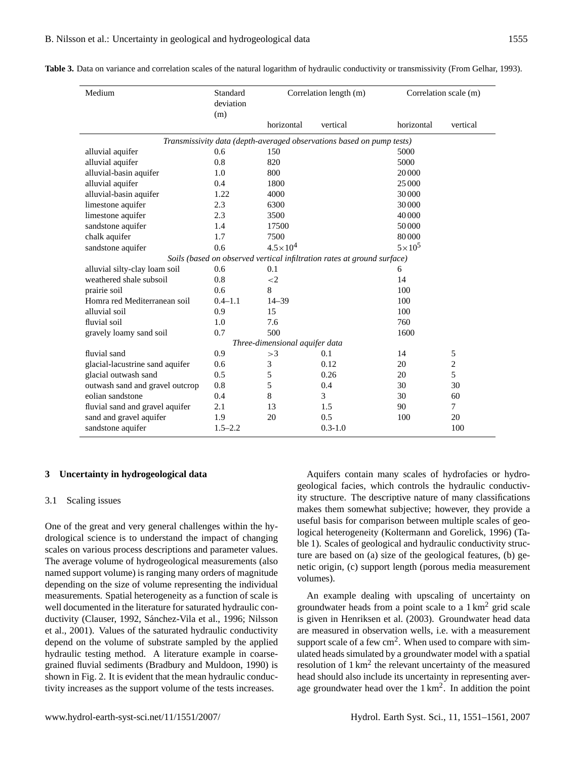**Table 3.** Data on variance and correlation scales of the natural logarithm of hydraulic conductivity or transmissivity (From Gelhar, 1993).

| Medium | Standard deviation (m) | Correlation length (m) | | Correlation scale (m) | |
|---|---|---|---|---|---|
| | | horizontal | vertical | horizontal | vertical |
| *Transmissivity data (depth-averaged observations based on pump tests)* | | | | | |
| alluvial aquifer | 0.6 | 150 | | 5000 | |
| alluvial aquifer | 0.8 | 820 | | 5000 | |
| alluvial-basin aquifer | 1.0 | 800 | | 20 000 | |
| alluvial aquifer | 0.4 | 1800 | | 25 000 | |
| alluvial-basin aquifer | 1.22 | 4000 | | 30 000 | |
| limestone aquifer | 2.3 | 6300 | | 30 000 | |
| limestone aquifer | 2.3 | 3500 | | 40 000 | |
| sandstone aquifer | 1.4 | 17500 | | 50 000 | |
| chalk aquifer | 1.7 | 7500 | | 80 000 | |
| sandstone aquifer | 0.6 | $4.5\times10^4$ | | $5\times10^5$ | |
| *Soils (based on observed vertical infiltration rates at ground surface)* | | | | | |
| alluvial silty-clay loam soil | 0.6 | 0.1 | | 6 | |
| weathered shale subsoil | 0.8 | $<2$ | | 14 | |
| prairie soil | 0.6 | 8 | | 100 | |
| Homra red Mediterranean soil | 0.4–1.1 | 14–39 | | 100 | |
| alluvial soil | 0.9 | 15 | | 100 | |
| fluvial soil | 1.0 | 7.6 | | 760 | |
| gravely loamy sand soil | 0.7 | 500 | | 1600 | |
| *Three-dimensional aquifer data* | | | | | |
| fluvial sand | 0.9 | $>3$ | 0.1 | 14 | 5 |
| glacial-lacustrine sand aquifer | 0.6 | 3 | 0.12 | 20 | 2 |
| glacial outwash sand | 0.5 | 5 | 0.26 | 20 | 5 |
| outwash sand and gravel outcrop | 0.8 | 5 | 0.4 | 30 | 30 |
| eolian sandstone | 0.4 | 8 | 3 | 30 | 60 |
| fluvial sand and gravel aquifer | 2.1 | 13 | 1.5 | 90 | 7 |
| sand and gravel aquifer | 1.9 | 20 | 0.5 | 100 | 20 |
| sandstone aquifer | 1.5–2.2 | | 0.3-1.0 | | 100 |

## 3 Uncertainty in hydrogeological data

### 3.1 Scaling issues

One of the great and very general challenges within the hydrological science is to understand the impact of changing scales on various process descriptions and parameter values. The average volume of hydrogeological measurements (also named support volume) is ranging many orders of magnitude depending on the size of volume representing the individual measurements. Spatial heterogeneity as a function of scale is well documented in the literature for saturated hydraulic conductivity (Clauser, 1992, Sánchez-Vila et al., 1996; Nilsson et al., 2001). Values of the saturated hydraulic conductivity depend on the volume of substrate sampled by the applied hydraulic testing method. A literature example in coarse-grained fluvial sediments (Bradbury and Muldoon, 1990) is shown in Fig. 2. It is evident that the mean hydraulic conductivity increases as the support volume of the tests increases.

Aquifers contain many scales of hydrofacies or hydrogeological facies, which controls the hydraulic conductivity structure. The descriptive nature of many classifications makes them somewhat subjective; however, they provide a useful basis for comparison between multiple scales of geological heterogeneity (Koltermann and Gorelick, 1996) (Table 1). Scales of geological and hydraulic conductivity structure are based on (a) size of the geological features, (b) genetic origin, (c) support length (porous media measurement volumes).

An example dealing with upscaling of uncertainty on groundwater heads from a point scale to a 1 $km^2$ grid scale is given in Henriksen et al. (2003). Groundwater head data are measured in observation wells, i.e. with a measurement support scale of a few $cm^2$. When used to compare with simulated heads simulated by a groundwater model with a spatial resolution of 1 $km^2$ the relevant uncertainty of the measured head should also include its uncertainty in representing average groundwater head over the 1 $km^2$. In addition the point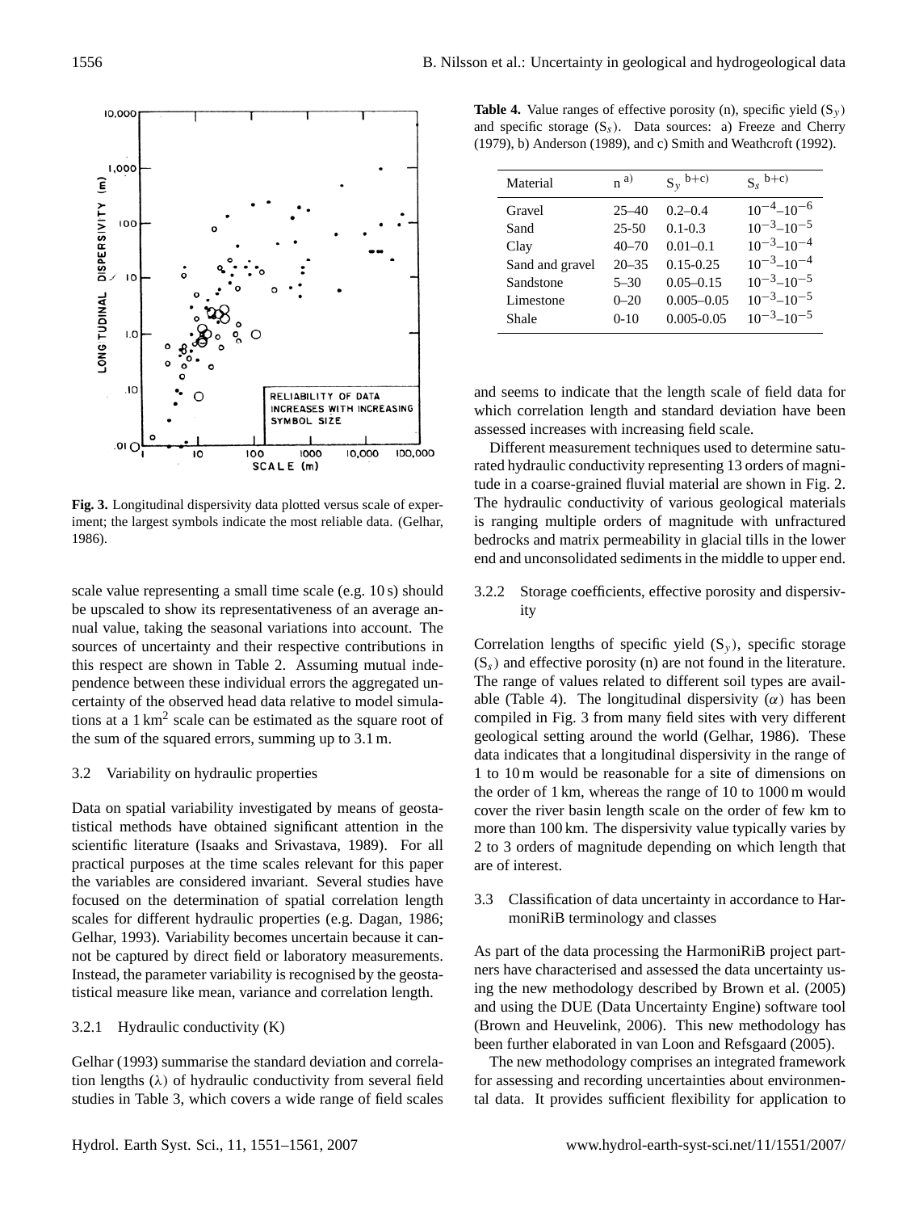**Fig. 3.** Longitudinal dispersivity data plotted versus scale of experiment; the largest symbols indicate the most reliable data. (Gelhar, 1986).

scale value representing a small time scale (e.g. 10 s) should be upscaled to show its representativeness of an average annual value, taking the seasonal variations into account. The sources of uncertainty and their respective contributions in this respect are shown in Table 2. Assuming mutual independence between these individual errors the aggregated uncertainty of the observed head data relative to model simulations at a 1 km$^2$ scale can be estimated as the square root of the sum of the squared errors, summing up to 3.1 m.

### 3.2 Variability on hydraulic properties

Data on spatial variability investigated by means of geostatistical methods have obtained significant attention in the scientific literature (Isaaks and Srivastava, 1989). For all practical purposes at the time scales relevant for this paper the variables are considered invariant. Several studies have focused on the determination of spatial correlation length scales for different hydraulic properties (e.g. Dagan, 1986; Gelhar, 1993). Variability becomes uncertain because it cannot be captured by direct field or laboratory measurements. Instead, the parameter variability is recognised by the geostatistical measure like mean, variance and correlation length.

#### 3.2.1 Hydraulic conductivity (K)

Gelhar (1993) summarise the standard deviation and correlation lengths ($\lambda$) of hydraulic conductivity from several field studies in Table 3, which covers a wide range of field scales and seems to indicate that the length scale of field data for which correlation length and standard deviation have been assessed increases with increasing field scale.

Different measurement techniques used to determine saturated hydraulic conductivity representing 13 orders of magnitude in a coarse-grained fluvial material are shown in Fig. 2. The hydraulic conductivity of various geological materials is ranging multiple orders of magnitude with unfractured bedrocks and matrix permeability in glacial tills in the lower end and unconsolidated sediments in the middle to upper end.

**Table 4.** Value ranges of effective porosity (n), specific yield ($S_y$) and specific storage ($S_s$). Data sources: a) Freeze and Cherry (1979), b) Anderson (1989), and c) Smith and Weathcroft (1992).

| Material | n $^{a)}$ | $S_y$ $^{b+c)}$ | $S_s$ $^{b+c)}$ |
|---|---|---|---|
| Gravel | 25–40 | 0.2–0.4 | $10^{-4}$–$10^{-6}$ |
| Sand | 25-50 | 0.1-0.3 | $10^{-3}$–$10^{-5}$ |
| Clay | 40–70 | 0.01–0.1 | $10^{-3}$–$10^{-4}$ |
| Sand and gravel | 20–35 | 0.15-0.25 | $10^{-3}$–$10^{-4}$ |
| Sandstone | 5–30 | 0.05–0.15 | $10^{-3}$–$10^{-5}$ |
| Limestone | 0–20 | 0.005–0.05 | $10^{-3}$–$10^{-5}$ |
| Shale | 0-10 | 0.005-0.05 | $10^{-3}$–$10^{-5}$ |

#### 3.2.2 Storage coefficients, effective porosity and dispersivity

Correlation lengths of specific yield ($S_y$), specific storage ($S_s$) and effective porosity (n) are not found in the literature. The range of values related to different soil types are available (Table 4). The longitudinal dispersivity ($\alpha$) has been compiled in Fig. 3 from many field sites with very different geological setting around the world (Gelhar, 1986). These data indicates that a longitudinal dispersivity in the range of 1 to 10 m would be reasonable for a site of dimensions on the order of 1 km, whereas the range of 10 to 1000 m would cover the river basin length scale on the order of few km to more than 100 km. The dispersivity value typically varies by 2 to 3 orders of magnitude depending on which length that are of interest.

### 3.3 Classification of data uncertainty in accordance to HarmoniRiB terminology and classes

As part of the data processing the HarmoniRiB project partners have characterised and assessed the data uncertainty using the new methodology described by Brown et al. (2005) and using the DUE (Data Uncertainty Engine) software tool (Brown and Heuvelink, 2006). This new methodology has been further elaborated in van Loon and Refsgaard (2005).

The new methodology comprises an integrated framework for assessing and recording uncertainties about environmental data. It provides sufficient flexibility for application to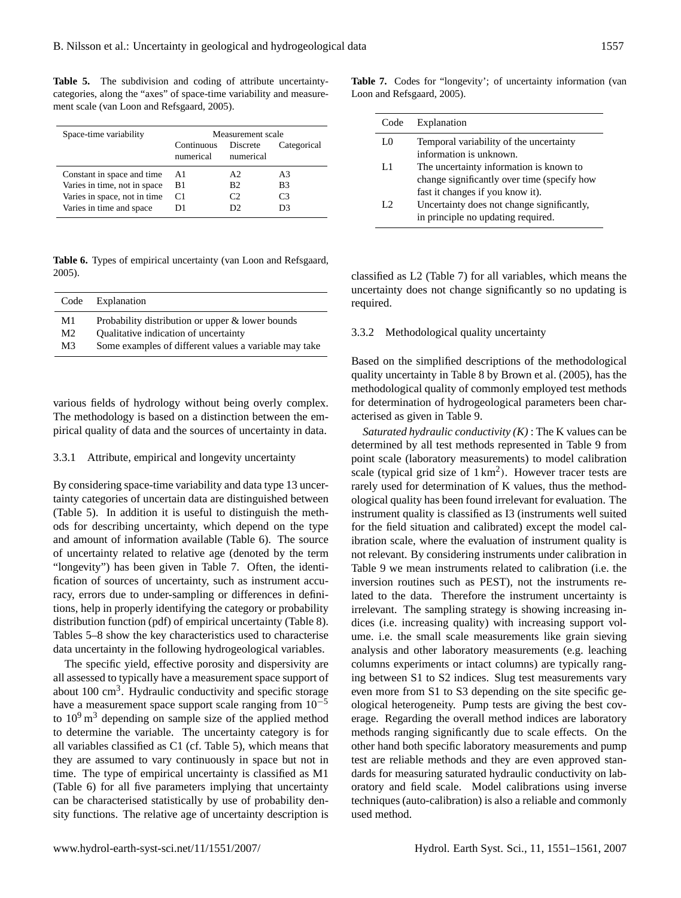**Table 5.** The subdivision and coding of attribute uncertainty-categories, along the "axes" of space-time variability and measurement scale (van Loon and Refsgaard, 2005).

| Space-time variability | Measurement scale | | |
|---|---|---|---|
| | Continuous numerical | Discrete numerical | Categorical |
| Constant in space and time | A1 | A2 | A3 |
| Varies in time, not in space | B1 | B2 | B3 |
| Varies in space, not in time | C1 | C2 | C3 |
| Varies in time and space | D1 | D2 | D3 |

**Table 6.** Types of empirical uncertainty (van Loon and Refsgaard, 2005).

| Code | Explanation |
|---|---|
| M1 | Probability distribution or upper & lower bounds |
| M2 | Qualitative indication of uncertainty |
| M3 | Some examples of different values a variable may take |

various fields of hydrology without being overly complex. The methodology is based on a distinction between the empirical quality of data and the sources of uncertainty in data.

#### 3.3.1 Attribute, empirical and longevity uncertainty

By considering space-time variability and data type 13 uncertainty categories of uncertain data are distinguished between (Table 5). In addition it is useful to distinguish the methods for describing uncertainty, which depend on the type and amount of information available (Table 6). The source of uncertainty related to relative age (denoted by the term "longevity") has been given in Table 7. Often, the identification of sources of uncertainty, such as instrument accuracy, errors due to under-sampling or differences in definitions, help in properly identifying the category or probability distribution function (pdf) of empirical uncertainty (Table 8). Tables 5–8 show the key characteristics used to characterise data uncertainty in the following hydrogeological variables.

The specific yield, effective porosity and dispersivity are all assessed to typically have a measurement space support of about 100 $cm^3$. Hydraulic conductivity and specific storage have a measurement space support scale ranging from $10^{-5}$ to $10^9\,m^3$ depending on sample size of the applied method to determine the variable. The uncertainty category is for all variables classified as C1 (cf. Table 5), which means that they are assumed to vary continuously in space but not in time. The type of empirical uncertainty is classified as M1 (Table 6) for all five parameters implying that uncertainty can be characterised statistically by use of probability density functions. The relative age of uncertainty description is

**Table 7.** Codes for "longevity'; of uncertainty information (van Loon and Refsgaard, 2005).

| Code | Explanation |
|---|---|
| L0 | Temporal variability of the uncertainty information is unknown. |
| L1 | The uncertainty information is known to change significantly over time (specify how fast it changes if you know it). |
| L2 | Uncertainty does not change significantly, in principle no updating required. |

classified as L2 (Table 7) for all variables, which means the uncertainty does not change significantly so no updating is required.

#### 3.3.2 Methodological quality uncertainty

Based on the simplified descriptions of the methodological quality uncertainty in Table 8 by Brown et al. (2005), has the methodological quality of commonly employed test methods for determination of hydrogeological parameters been characterised as given in Table 9.

*Saturated hydraulic conductivity (K)* : The K values can be determined by all test methods represented in Table 9 from point scale (laboratory measurements) to model calibration scale (typical grid size of 1 $km^2$). However tracer tests are rarely used for determination of K values, thus the methodological quality has been found irrelevant for evaluation. The instrument quality is classified as I3 (instruments well suited for the field situation and calibrated) except the model calibration scale, where the evaluation of instrument quality is not relevant. By considering instruments under calibration in Table 9 we mean instruments related to calibration (i.e. the inversion routines such as PEST), not the instruments related to the data. Therefore the instrument uncertainty is irrelevant. The sampling strategy is showing increasing indices (i.e. increasing quality) with increasing support volume. i.e. the small scale measurements like grain sieving analysis and other laboratory measurements (e.g. leaching columns experiments or intact columns) are typically ranging between S1 to S2 indices. Slug test measurements vary even more from S1 to S3 depending on the site specific geological heterogeneity. Pump tests are giving the best coverage. Regarding the overall method indices are laboratory methods ranging significantly due to scale effects. On the other hand both specific laboratory measurements and pump test are reliable methods and they are even approved standards for measuring saturated hydraulic conductivity on laboratory and field scale. Model calibrations using inverse techniques (auto-calibration) is also a reliable and commonly used method.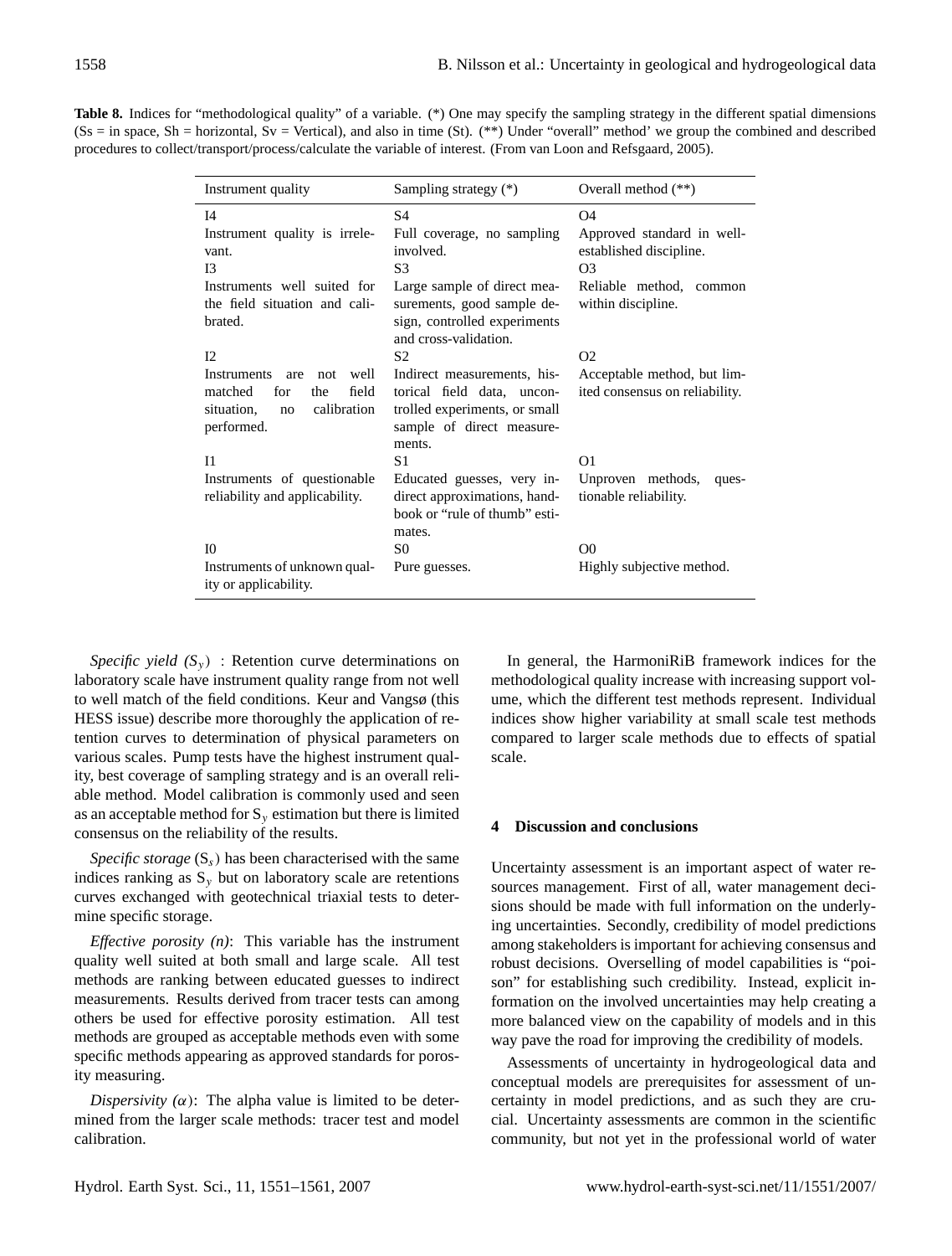**Table 8.** Indices for "methodological quality" of a variable. (*) One may specify the sampling strategy in the different spatial dimensions (Ss = in space, Sh = horizontal, Sv = Vertical), and also in time (St). (**) Under "overall" method' we group the combined and described procedures to collect/transport/process/calculate the variable of interest. (From van Loon and Refsgaard, 2005).

| Instrument quality | Sampling strategy (*) | Overall method (**) |
|---|---|---|
| I4<br>Instrument quality is irrelevant. | S4<br>Full coverage, no sampling involved. | O4<br>Approved standard in well-established discipline. |
| I3<br>Instruments well suited for the field situation and calibrated. | S3<br>Large sample of direct measurements, good sample design, controlled experiments and cross-validation. | O3<br>Reliable method, common within discipline. |
| I2<br>Instruments are not well matched for the field situation, no calibration performed. | S2<br>Indirect measurements, historical field data, uncontrolled experiments, or small sample of direct measurements. | O2<br>Acceptable method, but limited consensus on reliability. |
| I1<br>Instruments of questionable reliability and applicability. | S1<br>Educated guesses, very indirect approximations, handbook or "rule of thumb" estimates. | O1<br>Unproven methods, questionable reliability. |
| I0<br>Instruments of unknown quality or applicability. | S0<br>Pure guesses. | O0<br>Highly subjective method. |

*Specific yield ($S_y$)* : Retention curve determinations on laboratory scale have instrument quality range from not well to well match of the field conditions. Keur and Vangsø (this HESS issue) describe more thoroughly the application of retention curves to determination of physical parameters on various scales. Pump tests have the highest instrument quality, best coverage of sampling strategy and is an overall reliable method. Model calibration is commonly used and seen as an acceptable method for $S_y$ estimation but there is limited consensus on the reliability of the results.

*Specific storage* ($S_s$) has been characterised with the same indices ranking as $S_y$ but on laboratory scale are retentions curves exchanged with geotechnical triaxial tests to determine specific storage.

*Effective porosity (n)*: This variable has the instrument quality well suited at both small and large scale. All test methods are ranking between educated guesses to indirect measurements. Results derived from tracer tests can among others be used for effective porosity estimation. All test methods are grouped as acceptable methods even with some specific methods appearing as approved standards for porosity measuring.

*Dispersivity ($\alpha$)*: The alpha value is limited to be determined from the larger scale methods: tracer test and model calibration.

In general, the HarmoniRiB framework indices for the methodological quality increase with increasing support volume, which the different test methods represent. Individual indices show higher variability at small scale test methods compared to larger scale methods due to effects of spatial scale.

## 4 Discussion and conclusions

Uncertainty assessment is an important aspect of water resources management. First of all, water management decisions should be made with full information on the underlying uncertainties. Secondly, credibility of model predictions among stakeholders is important for achieving consensus and robust decisions. Overselling of model capabilities is "poison" for establishing such credibility. Instead, explicit information on the involved uncertainties may help creating a more balanced view on the capability of models and in this way pave the road for improving the credibility of models.

Assessments of uncertainty in hydrogeological data and conceptual models are prerequisites for assessment of uncertainty in model predictions, and as such they are crucial. Uncertainty assessments are common in the scientific community, but not yet in the professional world of water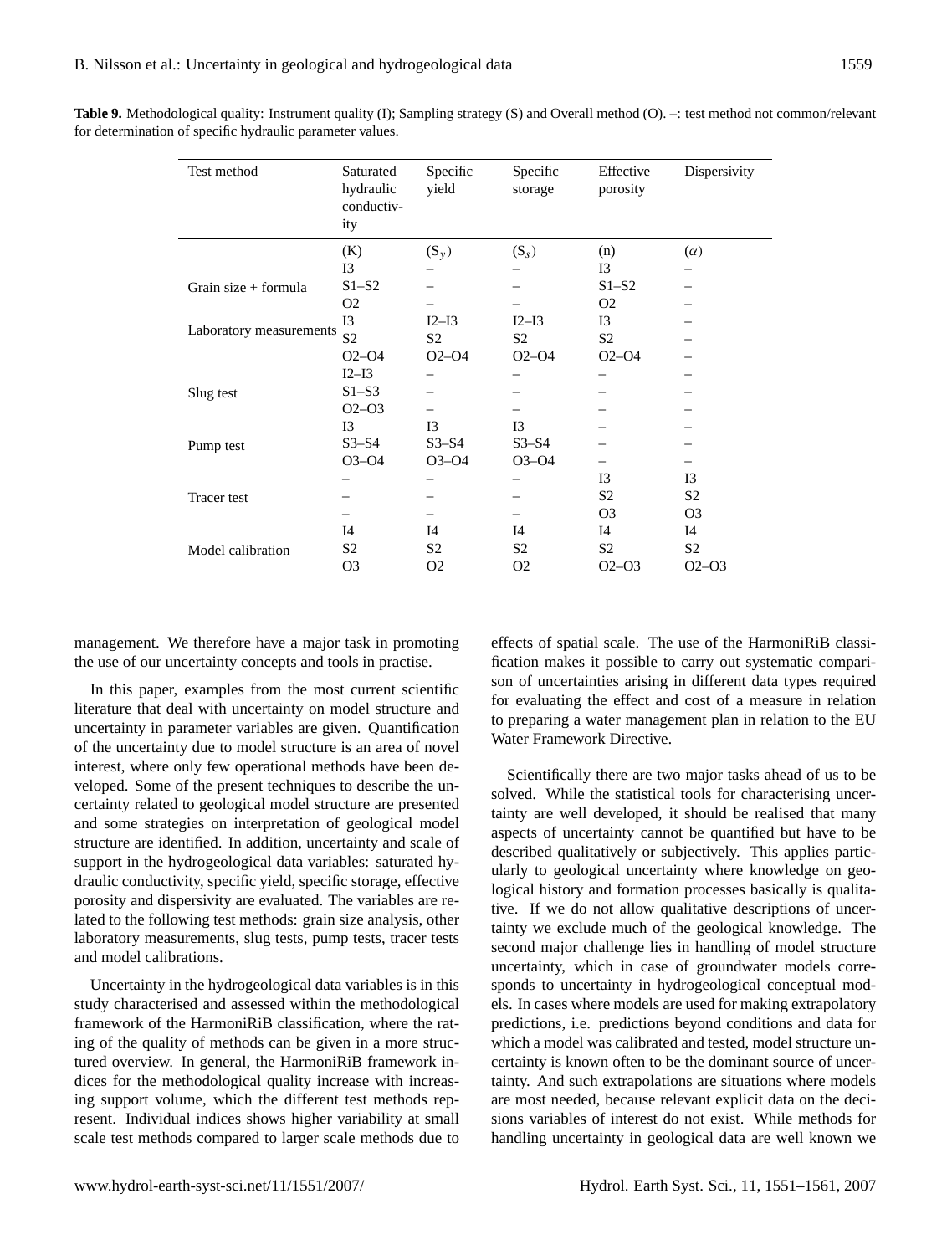**Table 9.** Methodological quality: Instrument quality (I); Sampling strategy (S) and Overall method (O). –: test method not common/relevant for determination of specific hydraulic parameter values.

| Test method | Saturated hydraulic conductivity | Specific yield | Specific storage | Effective porosity | Dispersivity |
|---|---|---|---|---|---|
| | (K) | ($S_y$) | ($S_s$) | (n) | ($\alpha$) |
| Grain size + formula | I3 | – | – | I3 | – |
| | S1–S2 | – | – | S1–S2 | – |
| | O2 | – | – | O2 | – |
| Laboratory measurements | I3 | I2–I3 | I2–I3 | I3 | – |
| | S2 | S2 | S2 | S2 | – |
| | O2–O4 | O2–O4 | O2–O4 | O2–O4 | – |
| Slug test | I2–I3 | – | – | – | – |
| | S1–S3 | – | – | – | – |
| | O2–O3 | – | – | – | – |
| Pump test | I3 | I3 | I3 | – | – |
| | S3–S4 | S3–S4 | S3–S4 | – | – |
| | O3–O4 | O3–O4 | O3–O4 | – | – |
| Tracer test | – | – | – | I3 | I3 |
| | – | – | – | S2 | S2 |
| | – | – | – | O3 | O3 |
| Model calibration | I4 | I4 | I4 | I4 | I4 |
| | S2 | S2 | S2 | S2 | S2 |
| | O3 | O2 | O2 | O2–O3 | O2–O3 |

management. We therefore have a major task in promoting the use of our uncertainty concepts and tools in practise.

In this paper, examples from the most current scientific literature that deal with uncertainty on model structure and uncertainty in parameter variables are given. Quantification of the uncertainty due to model structure is an area of novel interest, where only few operational methods have been developed. Some of the present techniques to describe the uncertainty related to geological model structure are presented and some strategies on interpretation of geological model structure are identified. In addition, uncertainty and scale of support in the hydrogeological data variables: saturated hydraulic conductivity, specific yield, specific storage, effective porosity and dispersivity are evaluated. The variables are related to the following test methods: grain size analysis, other laboratory measurements, slug tests, pump tests, tracer tests and model calibrations.

Uncertainty in the hydrogeological data variables is in this study characterised and assessed within the methodological framework of the HarmoniRiB classification, where the rating of the quality of methods can be given in a more structured overview. In general, the HarmoniRiB framework indices for the methodological quality increase with increasing support volume, which the different test methods represent. Individual indices shows higher variability at small scale test methods compared to larger scale methods due to effects of spatial scale. The use of the HarmoniRiB classification makes it possible to carry out systematic comparison of uncertainties arising in different data types required for evaluating the effect and cost of a measure in relation to preparing a water management plan in relation to the EU Water Framework Directive.

Scientifically there are two major tasks ahead of us to be solved. While the statistical tools for characterising uncertainty are well developed, it should be realised that many aspects of uncertainty cannot be quantified but have to be described qualitatively or subjectively. This applies particularly to geological uncertainty where knowledge on geological history and formation processes basically is qualitative. If we do not allow qualitative descriptions of uncertainty we exclude much of the geological knowledge. The second major challenge lies in handling of model structure uncertainty, which in case of groundwater models corresponds to uncertainty in hydrogeological conceptual models. In cases where models are used for making extrapolatory predictions, i.e. predictions beyond conditions and data for which a model was calibrated and tested, model structure uncertainty is known often to be the dominant source of uncertainty. And such extrapolations are situations where models are most needed, because relevant explicit data on the decisions variables of interest do not exist. While methods for handling uncertainty in geological data are well known we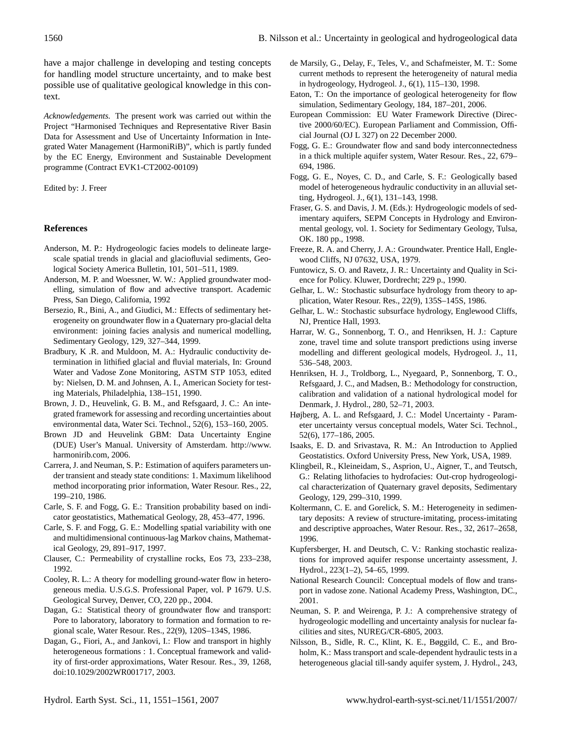have a major challenge in developing and testing concepts for handling model structure uncertainty, and to make best possible use of qualitative geological knowledge in this context.

*Acknowledgements.* The present work was carried out within the Project "Harmonised Techniques and Representative River Basin Data for Assessment and Use of Uncertainty Information in Integrated Water Management (HarmoniRiB)", which is partly funded by the EC Energy, Environment and Sustainable Development programme (Contract EVK1-CT2002-00109)

Edited by: J. Freer

## References

Anderson, M. P.: Hydrogeologic facies models to delineate large-scale spatial trends in glacial and glaciofluvial sediments, Geological Society America Bulletin, 101, 501–511, 1989.

Anderson, M. P. and Woessner, W. W.: Applied groundwater modelling, simulation of flow and advective transport. Academic Press, San Diego, California, 1992

Bersezio, R., Bini, A., and Giudici, M.: Effects of sedimentary heterogeneity on groundwater flow in a Quaternary pro-glacial delta environment: joining facies analysis and numerical modelling, Sedimentary Geology, 129, 327–344, 1999.

Bradbury, K .R. and Muldoon, M. A.: Hydraulic conductivity determination in lithified glacial and fluvial materials, In: Ground Water and Vadose Zone Monitoring, ASTM STP 1053, edited by: Nielsen, D. M. and Johnsen, A. I., American Society for testing Materials, Philadelphia, 138–151, 1990.

Brown, J. D., Heuvelink, G. B. M., and Refsgaard, J. C.: An integrated framework for assessing and recording uncertainties about environmental data, Water Sci. Technol., 52(6), 153–160, 2005.

Brown JD and Heuvelink GBM: Data Uncertainty Engine (DUE) User's Manual. University of Amsterdam. http://www.harmonirib.com, 2006.

Carrera, J. and Neuman, S. P.: Estimation of aquifers parameters under transient and steady state conditions: 1. Maximum likelihood method incorporating prior information, Water Resour. Res., 22, 199–210, 1986.

Carle, S. F. and Fogg, G. E.: Transition probability based on indicator geostatistics, Mathematical Geology, 28, 453–477, 1996.

Carle, S. F. and Fogg, G. E.: Modelling spatial variability with one and multidimensional continuous-lag Markov chains, Mathematical Geology, 29, 891–917, 1997.

Clauser, C.: Permeability of crystalline rocks, Eos 73, 233–238, 1992.

Cooley, R. L.: A theory for modelling ground-water flow in heterogeneous media. U.S.G.S. Professional Paper, vol. P 1679. U.S. Geological Survey, Denver, CO, 220 pp., 2004.

Dagan, G.: Statistical theory of groundwater flow and transport: Pore to laboratory, laboratory to formation and formation to regional scale, Water Resour. Res., 22(9), 120S–134S, 1986.

Dagan, G., Fiori, A., and Jankovi, I.: Flow and transport in highly heterogeneous formations : 1. Conceptual framework and validity of first-order approximations, Water Resour. Res., 39, 1268, doi:10.1029/2002WR001717, 2003.

de Marsily, G., Delay, F., Teles, V., and Schafmeister, M. T.: Some current methods to represent the heterogeneity of natural media in hydrogeology, Hydrogeol. J., 6(1), 115–130, 1998.

Eaton, T.: On the importance of geological heterogeneity for flow simulation, Sedimentary Geology, 184, 187–201, 2006.

European Commission: EU Water Framework Directive (Directive 2000/60/EC). European Parliament and Commission, Official Journal (OJ L 327) on 22 December 2000.

Fogg, G. E.: Groundwater flow and sand body interconnectedness in a thick multiple aquifer system, Water Resour. Res., 22, 679–694, 1986.

Fogg, G. E., Noyes, C. D., and Carle, S. F.: Geologically based model of heterogeneous hydraulic conductivity in an alluvial setting, Hydrogeol. J., 6(1), 131–143, 1998.

Fraser, G. S. and Davis, J. M. (Eds.): Hydrogeologic models of sedimentary aquifers, SEPM Concepts in Hydrology and Environmental geology, vol. 1. Society for Sedimentary Geology, Tulsa, OK. 180 pp., 1998.

Freeze, R. A. and Cherry, J. A.: Groundwater. Prentice Hall, Englewood Cliffs, NJ 07632, USA, 1979.

Funtowicz, S. O. and Ravetz, J. R.: Uncertainty and Quality in Science for Policy. Kluwer, Dordrecht; 229 p., 1990.

Gelhar, L. W.: Stochastic subsurface hydrology from theory to application, Water Resour. Res., 22(9), 135S–145S, 1986.

Gelhar, L. W.: Stochastic subsurface hydrology, Englewood Cliffs, NJ, Prentice Hall, 1993.

Harrar, W. G., Sonnenborg, T. O., and Henriksen, H. J.: Capture zone, travel time and solute transport predictions using inverse modelling and different geological models, Hydrogeol. J., 11, 536–548, 2003.

Henriksen, H. J., Troldborg, L., Nyegaard, P., Sonnenborg, T. O., Refsgaard, J. C., and Madsen, B.: Methodology for construction, calibration and validation of a national hydrological model for Denmark, J. Hydrol., 280, 52–71, 2003.

Højberg, A. L. and Refsgaard, J. C.: Model Uncertainty - Parameter uncertainty versus conceptual models, Water Sci. Technol., 52(6), 177–186, 2005.

Isaaks, E. D. and Srivastava, R. M.: An Introduction to Applied Geostatistics. Oxford University Press, New York, USA, 1989.

Klingbeil, R., Kleineidam, S., Asprion, U., Aigner, T., and Teutsch, G.: Relating lithofacies to hydrofacies: Out-crop hydrogeological characterization of Quaternary gravel deposits, Sedimentary Geology, 129, 299–310, 1999.

Koltermann, C. E. and Gorelick, S. M.: Heterogeneity in sedimentary deposits: A review of structure-imitating, process-imitating and descriptive approaches, Water Resour. Res., 32, 2617–2658, 1996.

Kupfersberger, H. and Deutsch, C. V.: Ranking stochastic realizations for improved aquifer response uncertainty assessment, J. Hydrol., 223(1–2), 54–65, 1999.

National Research Council: Conceptual models of flow and transport in vadose zone. National Academy Press, Washington, DC., 2001.

Neuman, S. P. and Weirenga, P. J.: A comprehensive strategy of hydrogeologic modelling and uncertainty analysis for nuclear facilities and sites, NUREG/CR-6805, 2003.

Nilsson, B., Sidle, R. C., Klint, K. E., Bøggild, C. E., and Broholm, K.: Mass transport and scale-dependent hydraulic tests in a heterogeneous glacial till-sandy aquifer system, J. Hydrol., 243,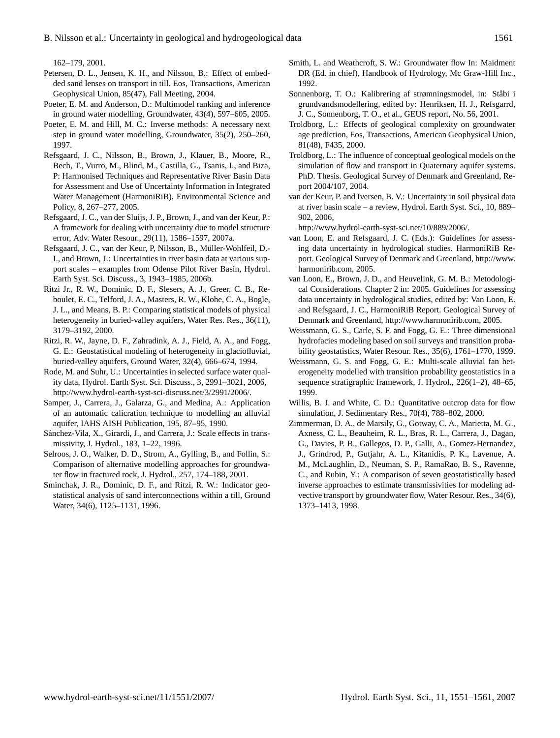162–179, 2001.

Petersen, D. L., Jensen, K. H., and Nilsson, B.: Effect of embedded sand lenses on transport in till. Eos, Transactions, American Geophysical Union, 85(47), Fall Meeting, 2004.

Poeter, E. M. and Anderson, D.: Multimodel ranking and inference in ground water modelling, Groundwater, 43(4), 597–605, 2005.

Poeter, E. M. and Hill, M. C.: Inverse methods: A necessary next step in ground water modelling, Groundwater, 35(2), 250–260, 1997.

Refsgaard, J. C., Nilsson, B., Brown, J., Klauer, B., Moore, R., Bech, T., Vurro, M., Blind, M., Castilla, G., Tsanis, I., and Biza, P: Harmonised Techniques and Representative River Basin Data for Assessment and Use of Uncertainty Information in Integrated Water Management (HarmoniRiB), Environmental Science and Policy, 8, 267–277, 2005.

Refsgaard, J. C., van der Sluijs, J. P., Brown, J., and van der Keur, P.: A framework for dealing with uncertainty due to model structure error, Adv. Water Resour., 29(11), 1586–1597, 2007a.

Refsgaard, J. C., van der Keur, P, Nilsson, B., Müller-Wohlfeil, D.-I., and Brown, J.: Uncertainties in river basin data at various support scales – examples from Odense Pilot River Basin, Hydrol. Earth Syst. Sci. Discuss., 3, 1943–1985, 2006b.

Ritzi Jr., R. W., Dominic, D. F., Slesers, A. J., Greer, C. B., Reboulet, E. C., Telford, J. A., Masters, R. W., Klohe, C. A., Bogle, J. L., and Means, B. P.: Comparing statistical models of physical heterogeneity in buried-valley aquifers, Water Res. Res., 36(11), 3179–3192, 2000.

Ritzi, R. W., Jayne, D. F., Zahradink, A. J., Field, A. A., and Fogg, G. E.: Geostatistical modeling of heterogeneity in glaciofluvial, buried-valley aquifers, Ground Water, 32(4), 666–674, 1994.

Rode, M. and Suhr, U.: Uncertainties in selected surface water quality data, Hydrol. Earth Syst. Sci. Discuss., 3, 2991–3021, 2006, http://www.hydrol-earth-syst-sci-discuss.net/3/2991/2006/.

Samper, J., Carrera, J., Galarza, G., and Medina, A.: Application of an automatic calicration technique to modelling an alluvial aquifer, IAHS AISH Publication, 195, 87–95, 1990.

Sánchez-Vila, X., Girardi, J., and Carrera, J.: Scale effects in transmissivity, J. Hydrol., 183, 1–22, 1996.

Selroos, J. O., Walker, D. D., Strom, A., Gylling, B., and Follin, S.: Comparison of alternative modelling approaches for groundwater flow in fractured rock, J. Hydrol., 257, 174–188, 2001.

Sminchak, J. R., Dominic, D. F., and Ritzi, R. W.: Indicator geostatistical analysis of sand interconnections within a till, Ground Water, 34(6), 1125–1131, 1996.

Smith, L. and Weathcroft, S. W.: Groundwater flow In: Maidment DR (Ed. in chief), Handbook of Hydrology, Mc Graw-Hill Inc., 1992.

Sonnenborg, T. O.: Kalibrering af strømningsmodel, in: Ståbi i grundvandsmodellering, edited by: Henriksen, H. J., Refsgarrd, J. C., Sonnenborg, T. O., et al., GEUS report, No. 56, 2001.

Troldborg, L.: Effects of geological complexity on groundwater age prediction, Eos, Transactions, American Geophysical Union, 81(48), F435, 2000.

Troldborg, L.: The influence of conceptual geological models on the simulation of flow and transport in Quaternary aquifer systems. PhD. Thesis. Geological Survey of Denmark and Greenland, Report 2004/107, 2004.

van der Keur, P. and Iversen, B. V.: Uncertainty in soil physical data at river basin scale – a review, Hydrol. Earth Syst. Sci., 10, 889–902, 2006, http://www.hydrol-earth-syst-sci.net/10/889/2006/.

van Loon, E. and Refsgaard, J. C. (Eds.): Guidelines for assessing data uncertainty in hydrological studies. HarmoniRiB Report. Geological Survey of Denmark and Greenland, http://www.harmonirib.com, 2005.

van Loon, E., Brown, J. D., and Heuvelink, G. M. B.: Metodological Considerations. Chapter 2 in: 2005. Guidelines for assessing data uncertainty in hydrological studies, edited by: Van Loon, E. and Refsgaard, J. C., HarmoniRiB Report. Geological Survey of Denmark and Greenland, http://www.harmonirib.com, 2005.

Weissmann, G. S., Carle, S. F. and Fogg, G. E.: Three dimensional hydrofacies modeling based on soil surveys and transition probability geostatistics, Water Resour. Res., 35(6), 1761–1770, 1999.

Weissmann, G. S. and Fogg, G. E.: Multi-scale alluvial fan heterogeneity modelled with transition probability geostatistics in a sequence stratigraphic framework, J. Hydrol., 226(1–2), 48–65, 1999.

Willis, B. J. and White, C. D.: Quantitative outcrop data for flow simulation, J. Sedimentary Res., 70(4), 788–802, 2000.

Zimmerman, D. A., de Marsily, G., Gotway, C. A., Marietta, M. G., Axness, C. L., Beauheim, R. L., Bras, R. L., Carrera, J., Dagan, G., Davies, P. B., Gallegos, D. P., Galli, A., Gomez-Hernandez, J., Grindrod, P., Gutjahr, A. L., Kitanidis, P. K., Lavenue, A. M., McLaughlin, D., Neuman, S. P., RamaRao, B. S., Ravenne, C., and Rubin, Y.: A comparison of seven geostatistically based inverse approaches to estimate transmissivities for modeling advective transport by groundwater flow, Water Resour. Res., 34(6), 1373–1413, 1998.